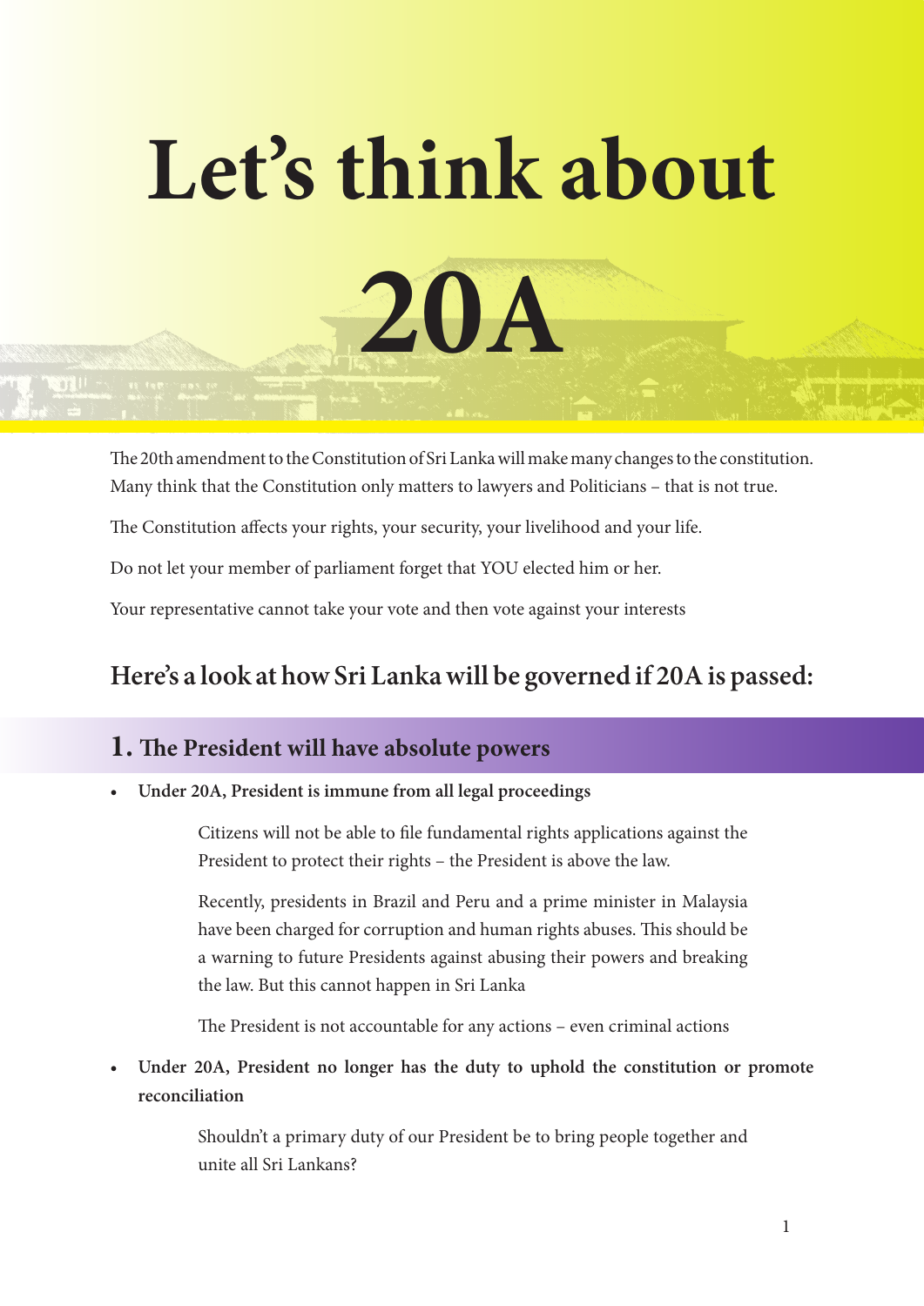# Let's think about 20A

The 20th amendment to the Constitution of Sri Lanka will make many changes to the constitution. Many think that the Constitution only matters to lawyers and Politicians – that is not true.

The Constitution affects your rights, your security, your livelihood and your life.

Do not let your member of parliament forget that YOU elected him or her.

Your representative cannot take your vote and then vote against your interests

## Here's a look at how Sri Lanka will be governed if 20A is passed:

### 1. The President will have absolute powers

- **Under 20A, President is immune from all legal proceedings**

  Citizens will not be able to file fundamental rights applications against the President to protect their rights – the President is above the law.

  Recently, presidents in Brazil and Peru and a prime minister in Malaysia have been charged for corruption and human rights abuses. This should be a warning to future Presidents against abusing their powers and breaking the law. But this cannot happen in Sri Lanka

  The President is not accountable for any actions – even criminal actions

- **Under 20A, President no longer has the duty to uphold the constitution or promote reconciliation**

  Shouldn't a primary duty of our President be to bring people together and unite all Sri Lankans?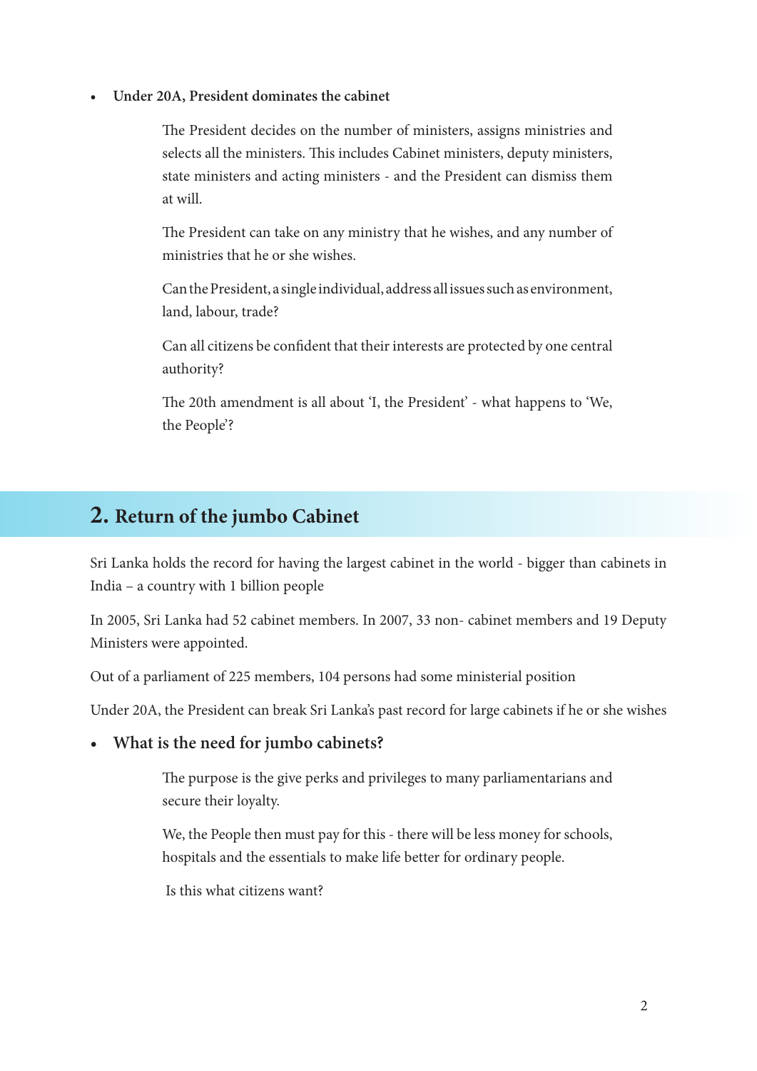- **Under 20A, President dominates the cabinet**

  The President decides on the number of ministers, assigns ministries and selects all the ministers. This includes Cabinet ministers, deputy ministers, state ministers and acting ministers - and the President can dismiss them at will.

  The President can take on any ministry that he wishes, and any number of ministries that he or she wishes.

  Can the President, a single individual, address all issues such as environment, land, labour, trade?

  Can all citizens be confident that their interests are protected by one central authority?

  The 20th amendment is all about 'I, the President' - what happens to 'We, the People'?

## 2. Return of the jumbo Cabinet

Sri Lanka holds the record for having the largest cabinet in the world - bigger than cabinets in India – a country with 1 billion people

In 2005, Sri Lanka had 52 cabinet members. In 2007, 33 non- cabinet members and 19 Deputy Ministers were appointed.

Out of a parliament of 225 members, 104 persons had some ministerial position

Under 20A, the President can break Sri Lanka's past record for large cabinets if he or she wishes

- **What is the need for jumbo cabinets?**

  The purpose is the give perks and privileges to many parliamentarians and secure their loyalty.

  We, the People then must pay for this - there will be less money for schools, hospitals and the essentials to make life better for ordinary people.

  Is this what citizens want?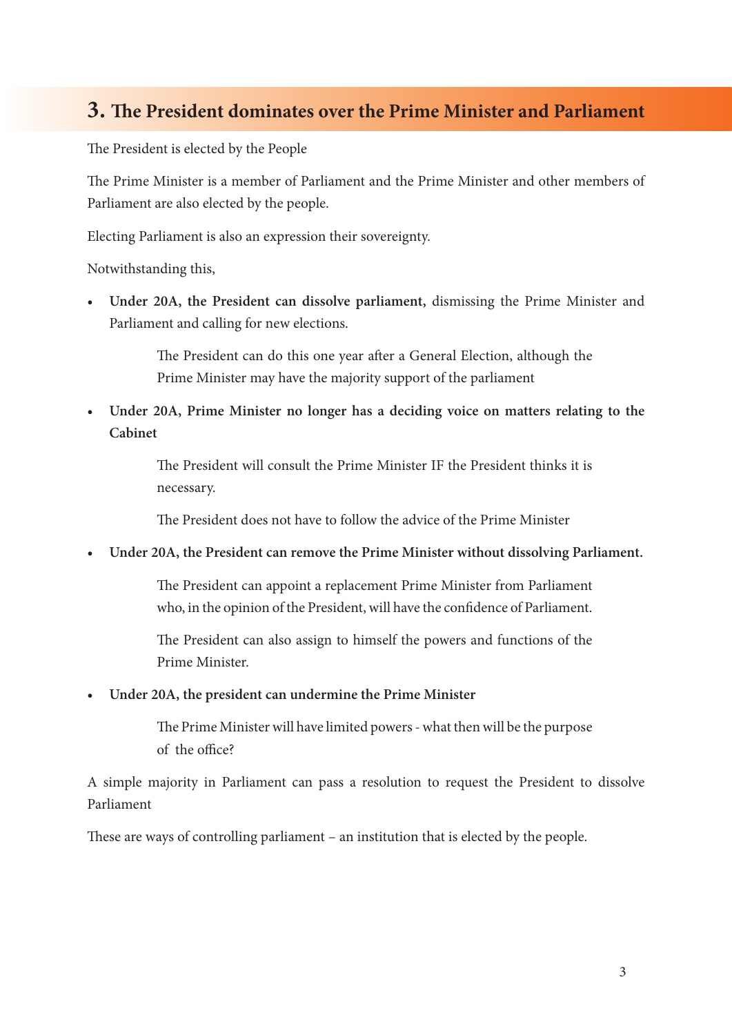## 3. The President dominates over the Prime Minister and Parliament

The President is elected by the People

The Prime Minister is a member of Parliament and the Prime Minister and other members of Parliament are also elected by the people.

Electing Parliament is also an expression their sovereignty.

Notwithstanding this,

- **Under 20A, the President can dissolve parliament,** dismissing the Prime Minister and Parliament and calling for new elections.

  The President can do this one year after a General Election, although the Prime Minister may have the majority support of the parliament

- **Under 20A, Prime Minister no longer has a deciding voice on matters relating to the Cabinet**

  The President will consult the Prime Minister IF the President thinks it is necessary.

  The President does not have to follow the advice of the Prime Minister

- **Under 20A, the President can remove the Prime Minister without dissolving Parliament.**

  The President can appoint a replacement Prime Minister from Parliament who, in the opinion of the President, will have the confidence of Parliament.

  The President can also assign to himself the powers and functions of the Prime Minister.

- **Under 20A, the president can undermine the Prime Minister**

  The Prime Minister will have limited powers - what then will be the purpose of the office?

A simple majority in Parliament can pass a resolution to request the President to dissolve Parliament

These are ways of controlling parliament – an institution that is elected by the people.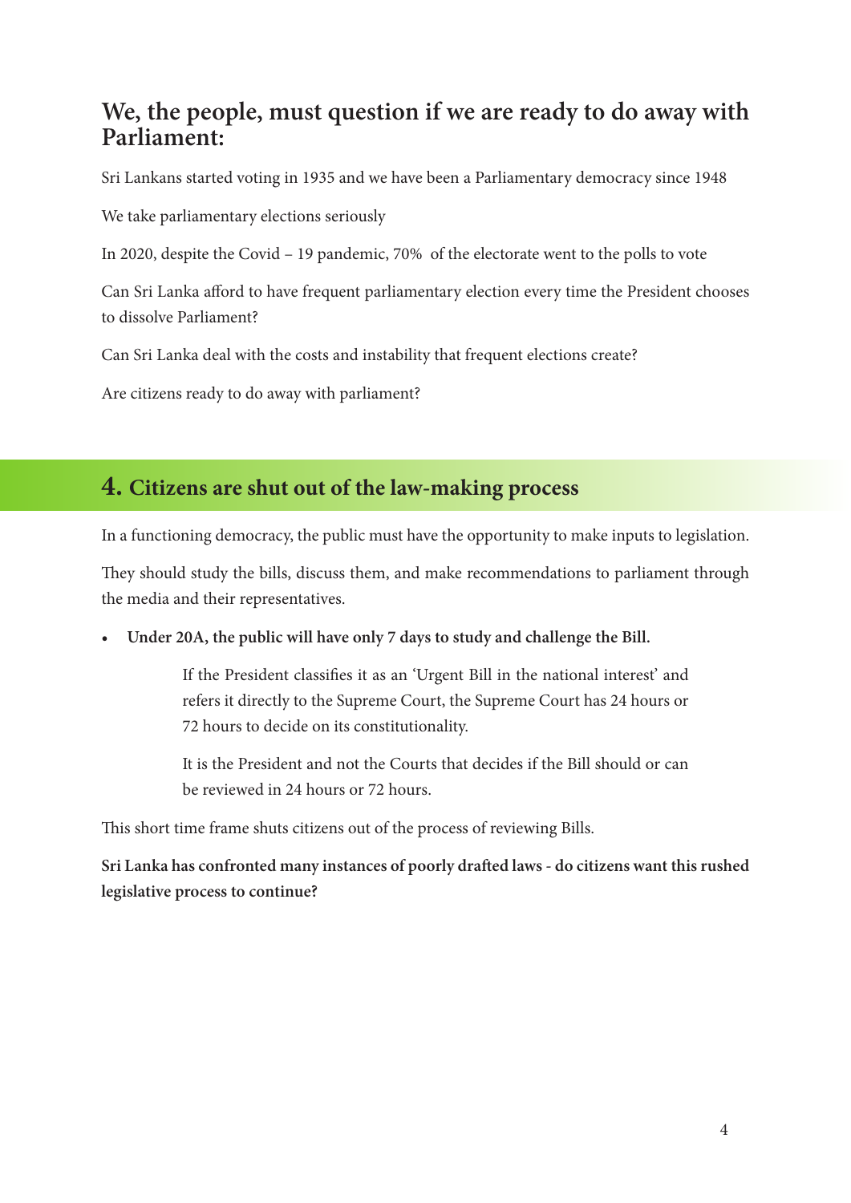## We, the people, must question if we are ready to do away with Parliament:

Sri Lankans started voting in 1935 and we have been a Parliamentary democracy since 1948

We take parliamentary elections seriously

In 2020, despite the Covid – 19 pandemic, 70% of the electorate went to the polls to vote

Can Sri Lanka afford to have frequent parliamentary election every time the President chooses to dissolve Parliament?

Can Sri Lanka deal with the costs and instability that frequent elections create?

Are citizens ready to do away with parliament?

## 4. Citizens are shut out of the law-making process

In a functioning democracy, the public must have the opportunity to make inputs to legislation.

They should study the bills, discuss them, and make recommendations to parliament through the media and their representatives.

- **Under 20A, the public will have only 7 days to study and challenge the Bill.**

  If the President classifies it as an 'Urgent Bill in the national interest' and refers it directly to the Supreme Court, the Supreme Court has 24 hours or 72 hours to decide on its constitutionality.

  It is the President and not the Courts that decides if the Bill should or can be reviewed in 24 hours or 72 hours.

This short time frame shuts citizens out of the process of reviewing Bills.

**Sri Lanka has confronted many instances of poorly drafted laws - do citizens want this rushed legislative process to continue?**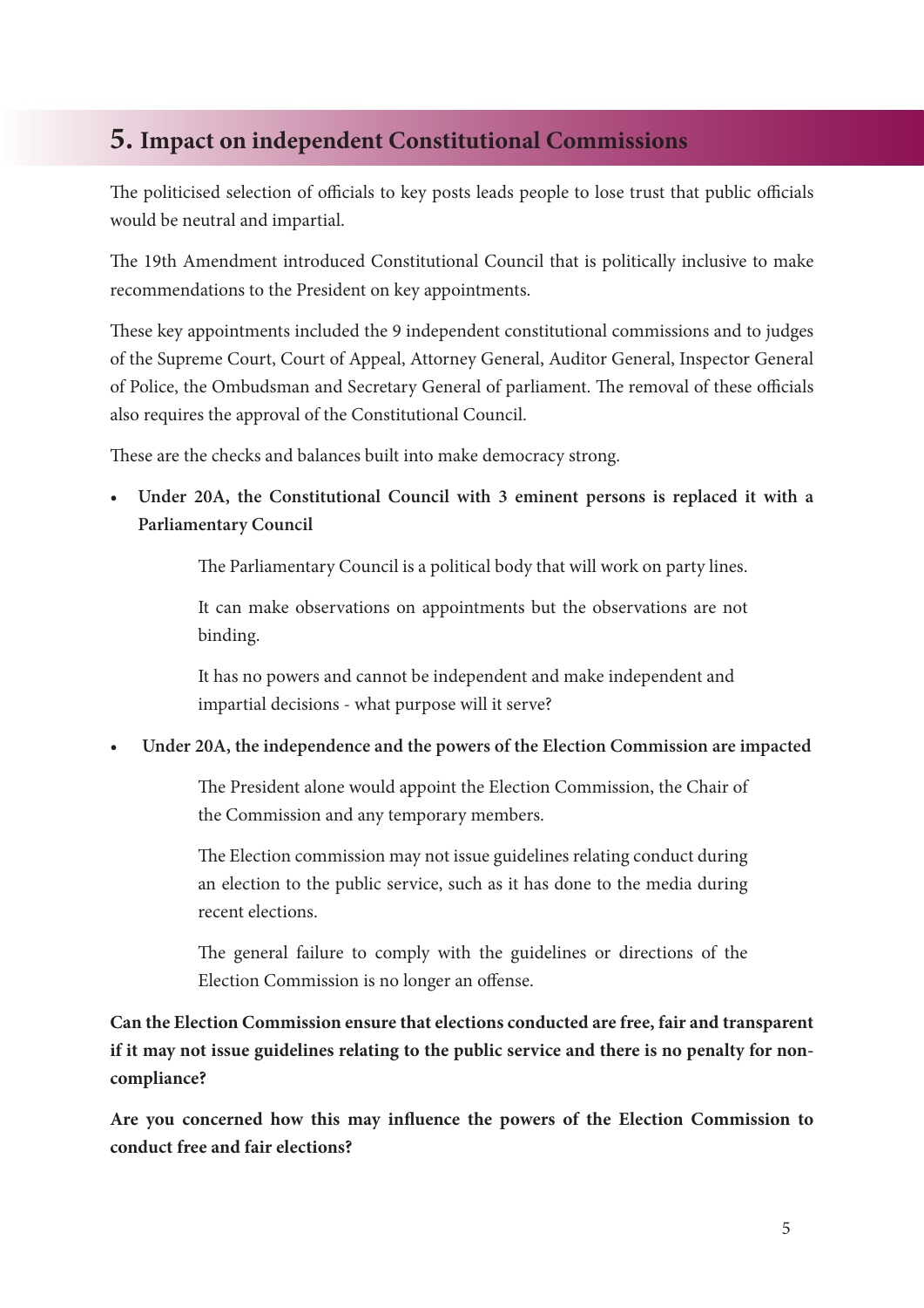## 5. Impact on independent Constitutional Commissions

The politicised selection of officials to key posts leads people to lose trust that public officials would be neutral and impartial.

The 19th Amendment introduced Constitutional Council that is politically inclusive to make recommendations to the President on key appointments.

These key appointments included the 9 independent constitutional commissions and to judges of the Supreme Court, Court of Appeal, Attorney General, Auditor General, Inspector General of Police, the Ombudsman and Secretary General of parliament. The removal of these officials also requires the approval of the Constitutional Council.

These are the checks and balances built into make democracy strong.

- **Under 20A, the Constitutional Council with 3 eminent persons is replaced it with a Parliamentary Council**

    The Parliamentary Council is a political body that will work on party lines.

    It can make observations on appointments but the observations are not binding.

    It has no powers and cannot be independent and make independent and impartial decisions - what purpose will it serve?

- **Under 20A, the independence and the powers of the Election Commission are impacted**

    The President alone would appoint the Election Commission, the Chair of the Commission and any temporary members.

    The Election commission may not issue guidelines relating conduct during an election to the public service, such as it has done to the media during recent elections.

    The general failure to comply with the guidelines or directions of the Election Commission is no longer an offense.

**Can the Election Commission ensure that elections conducted are free, fair and transparent if it may not issue guidelines relating to the public service and there is no penalty for non-compliance?**

**Are you concerned how this may influence the powers of the Election Commission to conduct free and fair elections?**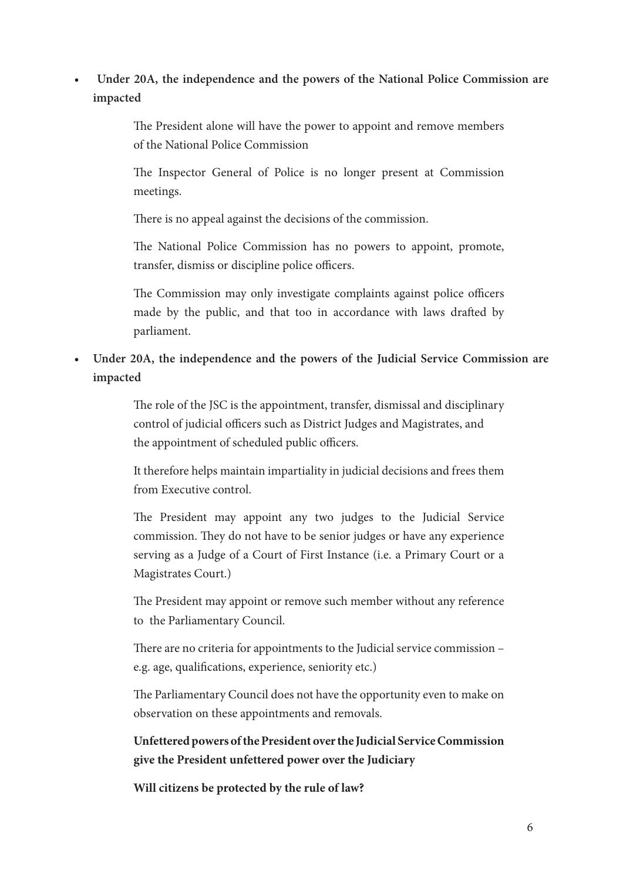- **Under 20A, the independence and the powers of the National Police Commission are impacted**

  The President alone will have the power to appoint and remove members of the National Police Commission

  The Inspector General of Police is no longer present at Commission meetings.

  There is no appeal against the decisions of the commission.

  The National Police Commission has no powers to appoint, promote, transfer, dismiss or discipline police officers.

  The Commission may only investigate complaints against police officers made by the public, and that too in accordance with laws drafted by parliament.

- **Under 20A, the independence and the powers of the Judicial Service Commission are impacted**

  The role of the JSC is the appointment, transfer, dismissal and disciplinary control of judicial officers such as District Judges and Magistrates, and the appointment of scheduled public officers.

  It therefore helps maintain impartiality in judicial decisions and frees them from Executive control.

  The President may appoint any two judges to the Judicial Service commission. They do not have to be senior judges or have any experience serving as a Judge of a Court of First Instance (i.e. a Primary Court or a Magistrates Court.)

  The President may appoint or remove such member without any reference to the Parliamentary Council.

  There are no criteria for appointments to the Judicial service commission – e.g. age, qualifications, experience, seniority etc.)

  The Parliamentary Council does not have the opportunity even to make on observation on these appointments and removals.

  **Unfettered powers of the President over the Judicial Service Commission give the President unfettered power over the Judiciary**

  **Will citizens be protected by the rule of law?**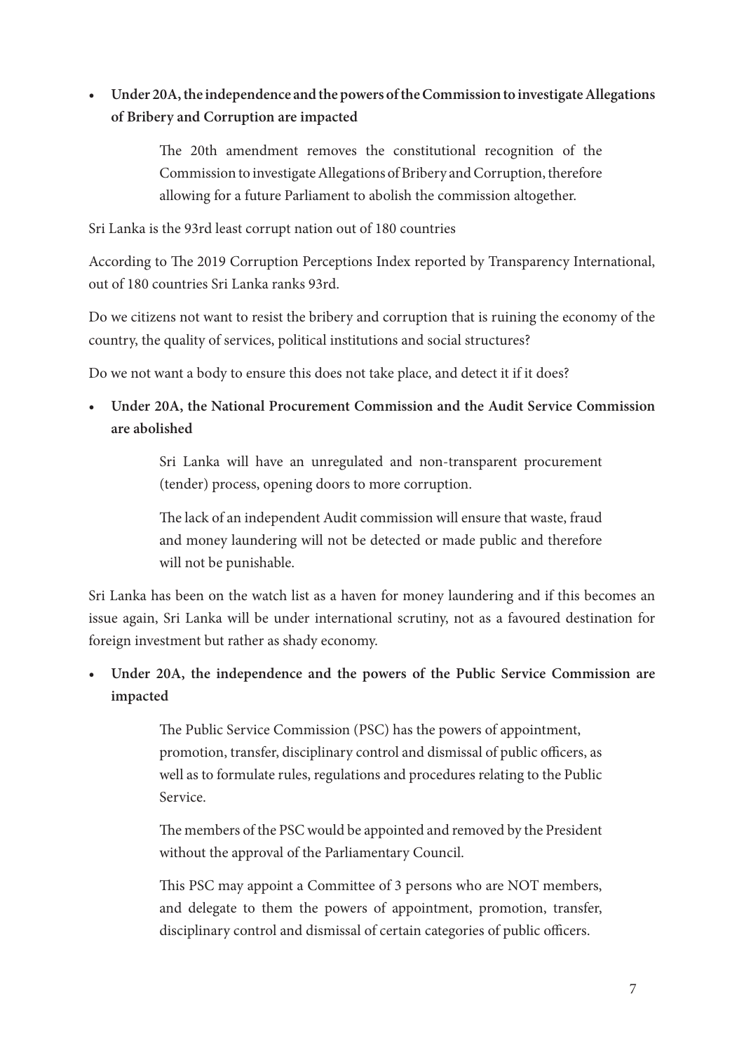- **Under 20A, the independence and the powers of the Commission to investigate Allegations of Bribery and Corruption are impacted**

  The 20th amendment removes the constitutional recognition of the Commission to investigate Allegations of Bribery and Corruption, therefore allowing for a future Parliament to abolish the commission altogether.

Sri Lanka is the 93rd least corrupt nation out of 180 countries

According to The 2019 Corruption Perceptions Index reported by Transparency International, out of 180 countries Sri Lanka ranks 93rd.

Do we citizens not want to resist the bribery and corruption that is ruining the economy of the country, the quality of services, political institutions and social structures?

Do we not want a body to ensure this does not take place, and detect it if it does?

- **Under 20A, the National Procurement Commission and the Audit Service Commission are abolished**

  Sri Lanka will have an unregulated and non-transparent procurement (tender) process, opening doors to more corruption.

  The lack of an independent Audit commission will ensure that waste, fraud and money laundering will not be detected or made public and therefore will not be punishable.

Sri Lanka has been on the watch list as a haven for money laundering and if this becomes an issue again, Sri Lanka will be under international scrutiny, not as a favoured destination for foreign investment but rather as shady economy.

- **Under 20A, the independence and the powers of the Public Service Commission are impacted**

  The Public Service Commission (PSC) has the powers of appointment, promotion, transfer, disciplinary control and dismissal of public officers, as well as to formulate rules, regulations and procedures relating to the Public Service.

  The members of the PSC would be appointed and removed by the President without the approval of the Parliamentary Council.

  This PSC may appoint a Committee of 3 persons who are NOT members, and delegate to them the powers of appointment, promotion, transfer, disciplinary control and dismissal of certain categories of public officers.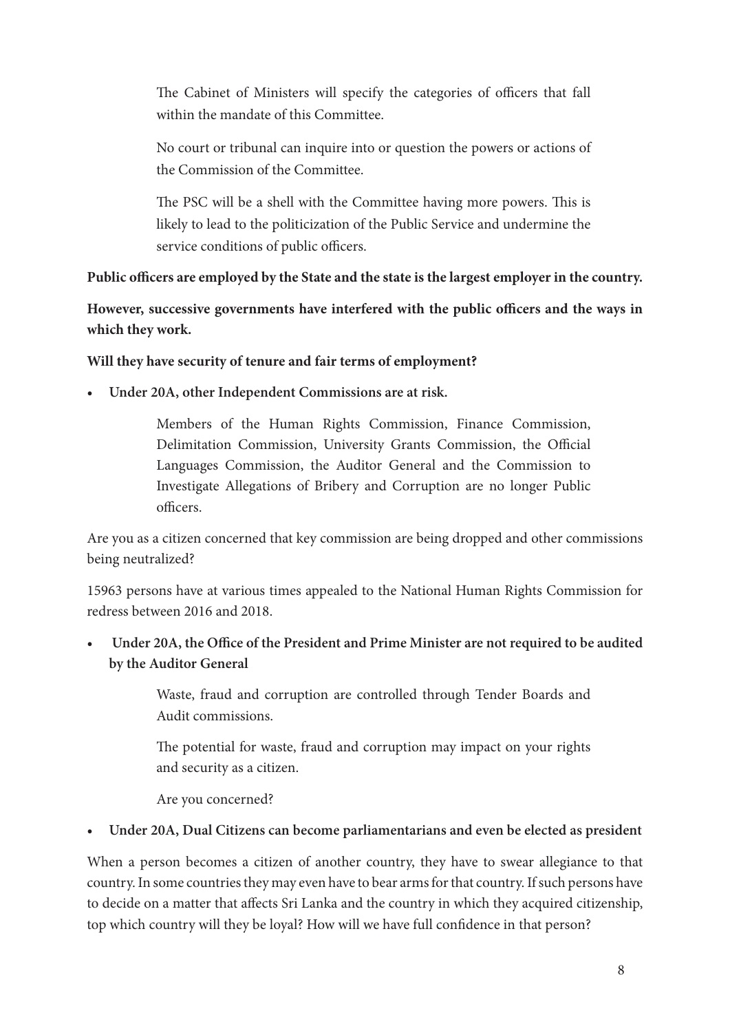The Cabinet of Ministers will specify the categories of officers that fall within the mandate of this Committee.

No court or tribunal can inquire into or question the powers or actions of the Commission of the Committee.

The PSC will be a shell with the Committee having more powers. This is likely to lead to the politicization of the Public Service and undermine the service conditions of public officers.

**Public officers are employed by the State and the state is the largest employer in the country.**

**However, successive governments have interfered with the public officers and the ways in which they work.**

**Will they have security of tenure and fair terms of employment?**

- **Under 20A, other Independent Commissions are at risk.**

  Members of the Human Rights Commission, Finance Commission, Delimitation Commission, University Grants Commission, the Official Languages Commission, the Auditor General and the Commission to Investigate Allegations of Bribery and Corruption are no longer Public officers.

Are you as a citizen concerned that key commission are being dropped and other commissions being neutralized?

15963 persons have at various times appealed to the National Human Rights Commission for redress between 2016 and 2018.

- **Under 20A, the Office of the President and Prime Minister are not required to be audited by the Auditor General**

  Waste, fraud and corruption are controlled through Tender Boards and Audit commissions.

  The potential for waste, fraud and corruption may impact on your rights and security as a citizen.

  Are you concerned?

- **Under 20A, Dual Citizens can become parliamentarians and even be elected as president**

When a person becomes a citizen of another country, they have to swear allegiance to that country. In some countries they may even have to bear arms for that country. If such persons have to decide on a matter that affects Sri Lanka and the country in which they acquired citizenship, top which country will they be loyal? How will we have full confidence in that person?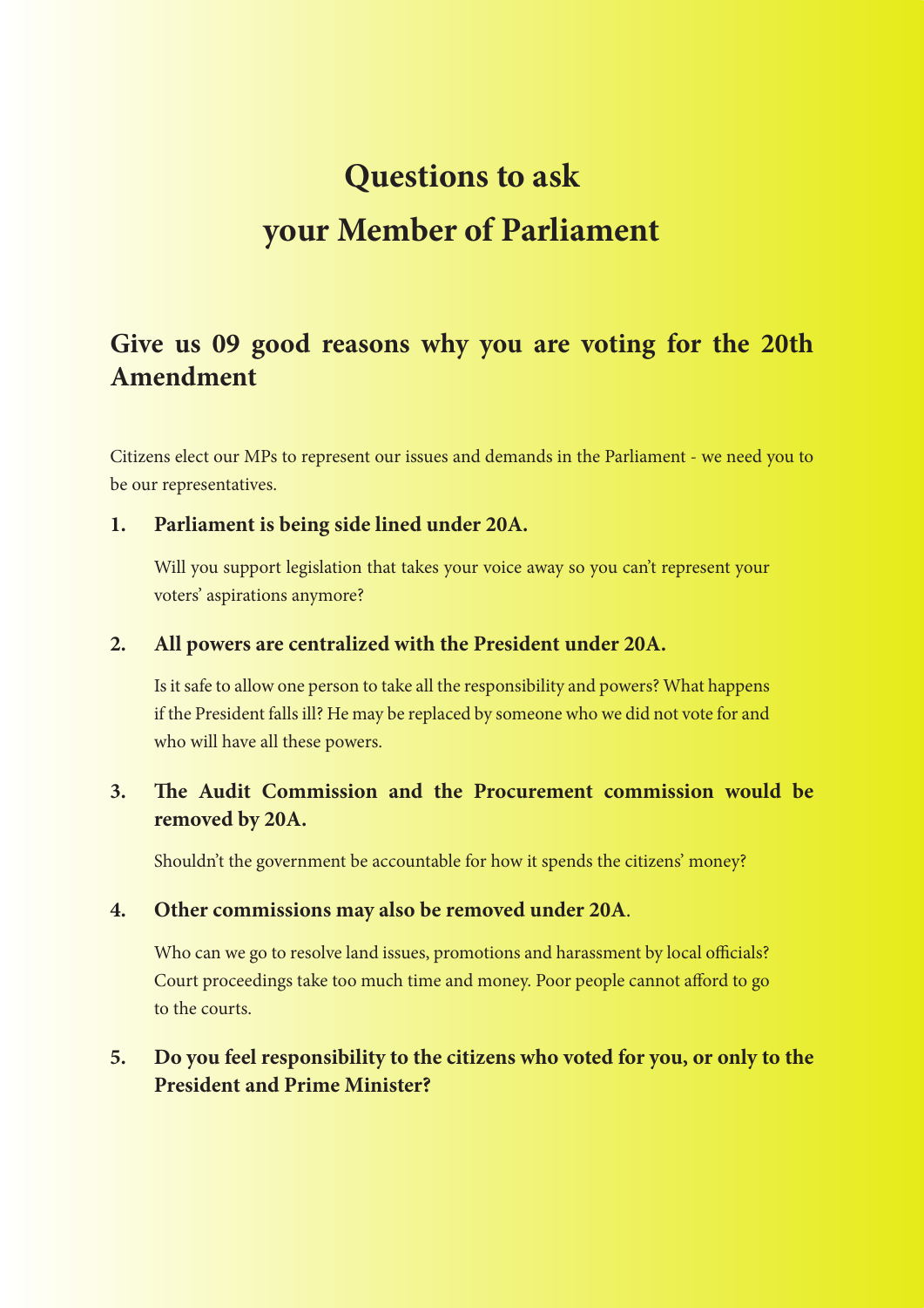# Questions to ask your Member of Parliament

## Give us 09 good reasons why you are voting for the 20th Amendment

Citizens elect our MPs to represent our issues and demands in the Parliament - we need you to be our representatives.

1. **Parliament is being side lined under 20A.**

   Will you support legislation that takes your voice away so you can't represent your voters' aspirations anymore?

2. **All powers are centralized with the President under 20A.**

   Is it safe to allow one person to take all the responsibility and powers? What happens if the President falls ill? He may be replaced by someone who we did not vote for and who will have all these powers.

3. **The Audit Commission and the Procurement commission would be removed by 20A.**

   Shouldn't the government be accountable for how it spends the citizens' money?

4. **Other commissions may also be removed under 20A**.

   Who can we go to resolve land issues, promotions and harassment by local officials? Court proceedings take too much time and money. Poor people cannot afford to go to the courts.

5. **Do you feel responsibility to the citizens who voted for you, or only to the President and Prime Minister?**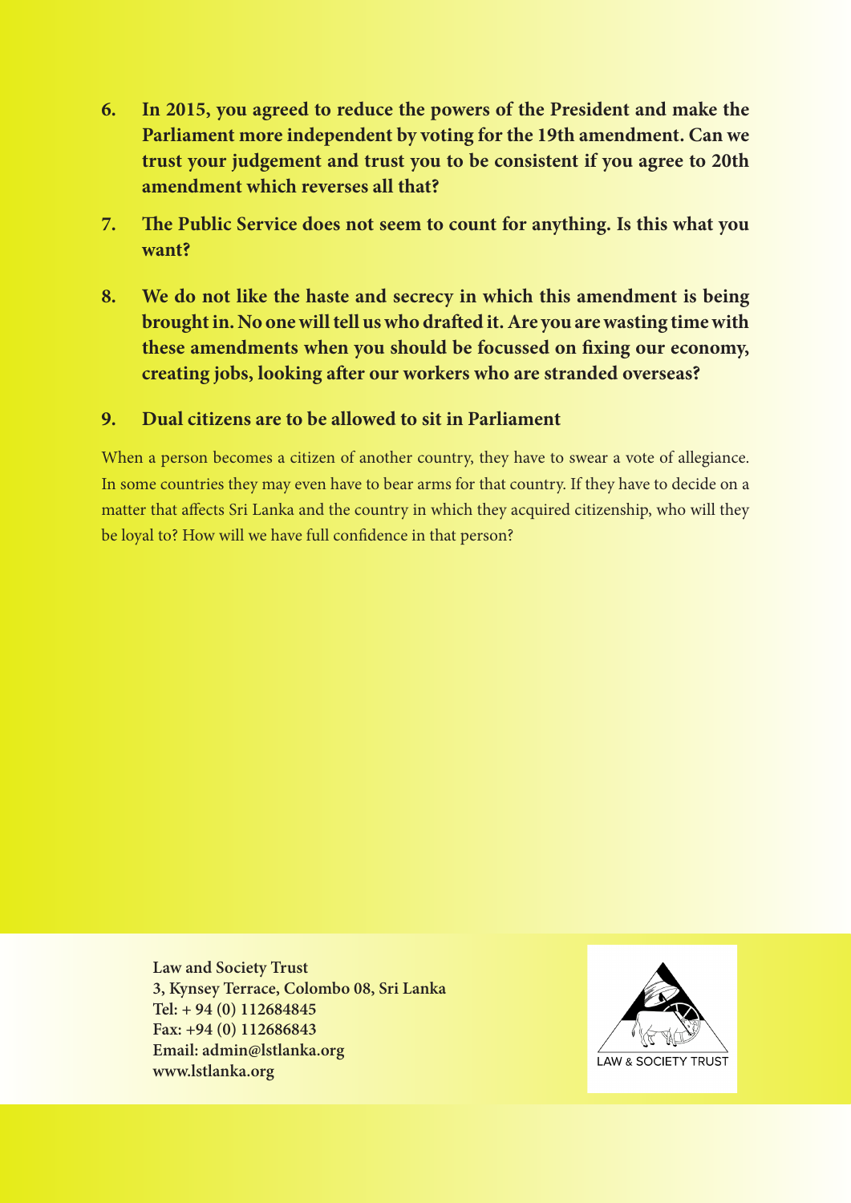6. **In 2015, you agreed to reduce the powers of the President and make the Parliament more independent by voting for the 19th amendment. Can we trust your judgement and trust you to be consistent if you agree to 20th amendment which reverses all that?**

7. **The Public Service does not seem to count for anything. Is this what you want?**

8. **We do not like the haste and secrecy in which this amendment is being brought in. No one will tell us who drafted it. Are you are wasting time with these amendments when you should be focussed on fixing our economy, creating jobs, looking after our workers who are stranded overseas?**

9. **Dual citizens are to be allowed to sit in Parliament**

When a person becomes a citizen of another country, they have to swear a vote of allegiance. In some countries they may even have to bear arms for that country. If they have to decide on a matter that affects Sri Lanka and the country in which they acquired citizenship, who will they be loyal to? How will we have full confidence in that person?

**Law and Society Trust**
**3, Kynsey Terrace, Colombo 08, Sri Lanka**
**Tel: + 94 (0) 112684845**
**Fax: +94 (0) 112686843**
**Email: admin@lstlanka.org**
**www.lstlanka.org**

LAW & SOCIETY TRUST